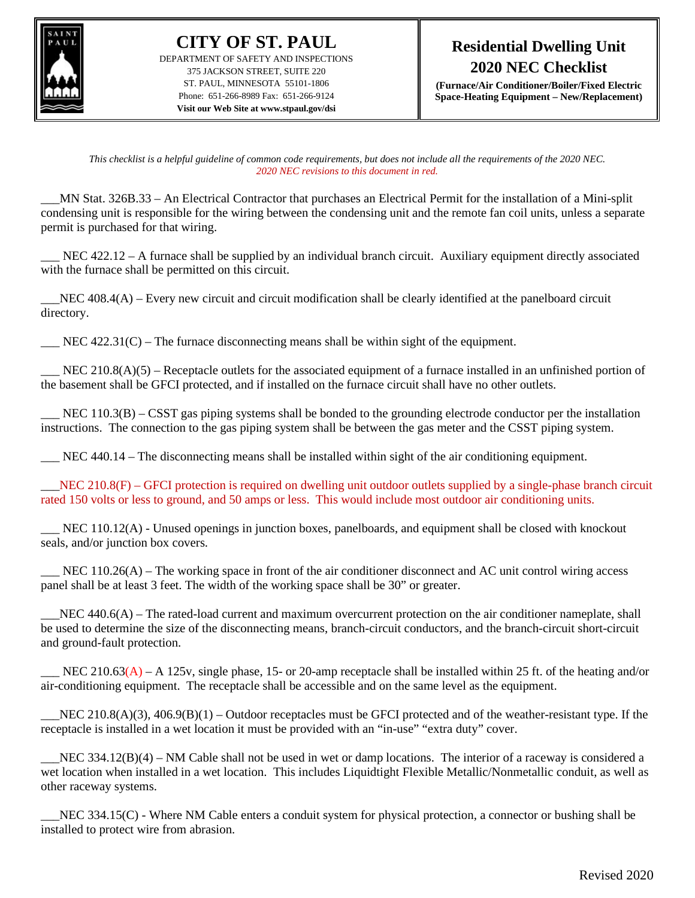# CITY OF ST. PAUL

DEPARTMENT OF SAFETY AND INSPECTIONS
375 JACKSON STREET, SUITE 220
ST. PAUL, MINNESOTA 55101-1806
Phone: 651-266-8989 Fax: 651-266-9124
**Visit our Web Site at www.stpaul.gov/dsi**

## Residential Dwelling Unit 2020 NEC Checklist

**(Furnace/Air Conditioner/Boiler/Fixed Electric Space-Heating Equipment – New/Replacement)**

*This checklist is a helpful guideline of common code requirements, but does not include all the requirements of the 2020 NEC.*
*2020 NEC revisions to this document in red.*

___MN Stat. 326B.33 – An Electrical Contractor that purchases an Electrical Permit for the installation of a Mini-split condensing unit is responsible for the wiring between the condensing unit and the remote fan coil units, unless a separate permit is purchased for that wiring.

___ NEC 422.12 – A furnace shall be supplied by an individual branch circuit. Auxiliary equipment directly associated with the furnace shall be permitted on this circuit.

___NEC 408.4(A) – Every new circuit and circuit modification shall be clearly identified at the panelboard circuit directory.

___ NEC 422.31(C) – The furnace disconnecting means shall be within sight of the equipment.

___ NEC 210.8(A)(5) – Receptacle outlets for the associated equipment of a furnace installed in an unfinished portion of the basement shall be GFCI protected, and if installed on the furnace circuit shall have no other outlets.

___ NEC 110.3(B) – CSST gas piping systems shall be bonded to the grounding electrode conductor per the installation instructions. The connection to the gas piping system shall be between the gas meter and the CSST piping system.

___ NEC 440.14 – The disconnecting means shall be installed within sight of the air conditioning equipment.

___NEC 210.8(F) – GFCI protection is required on dwelling unit outdoor outlets supplied by a single-phase branch circuit rated 150 volts or less to ground, and 50 amps or less. This would include most outdoor air conditioning units.

___ NEC 110.12(A) - Unused openings in junction boxes, panelboards, and equipment shall be closed with knockout seals, and/or junction box covers.

___ NEC 110.26(A) – The working space in front of the air conditioner disconnect and AC unit control wiring access panel shall be at least 3 feet. The width of the working space shall be 30” or greater.

___NEC 440.6(A) – The rated-load current and maximum overcurrent protection on the air conditioner nameplate, shall be used to determine the size of the disconnecting means, branch-circuit conductors, and the branch-circuit short-circuit and ground-fault protection.

___ NEC 210.63(A) – A 125v, single phase, 15- or 20-amp receptacle shall be installed within 25 ft. of the heating and/or air-conditioning equipment. The receptacle shall be accessible and on the same level as the equipment.

___NEC 210.8(A)(3), 406.9(B)(1) – Outdoor receptacles must be GFCI protected and of the weather-resistant type. If the receptacle is installed in a wet location it must be provided with an “in-use” “extra duty” cover.

___NEC 334.12(B)(4) – NM Cable shall not be used in wet or damp locations. The interior of a raceway is considered a wet location when installed in a wet location. This includes Liquidtight Flexible Metallic/Nonmetallic conduit, as well as other raceway systems.

___NEC 334.15(C) - Where NM Cable enters a conduit system for physical protection, a connector or bushing shall be installed to protect wire from abrasion.

Revised 2020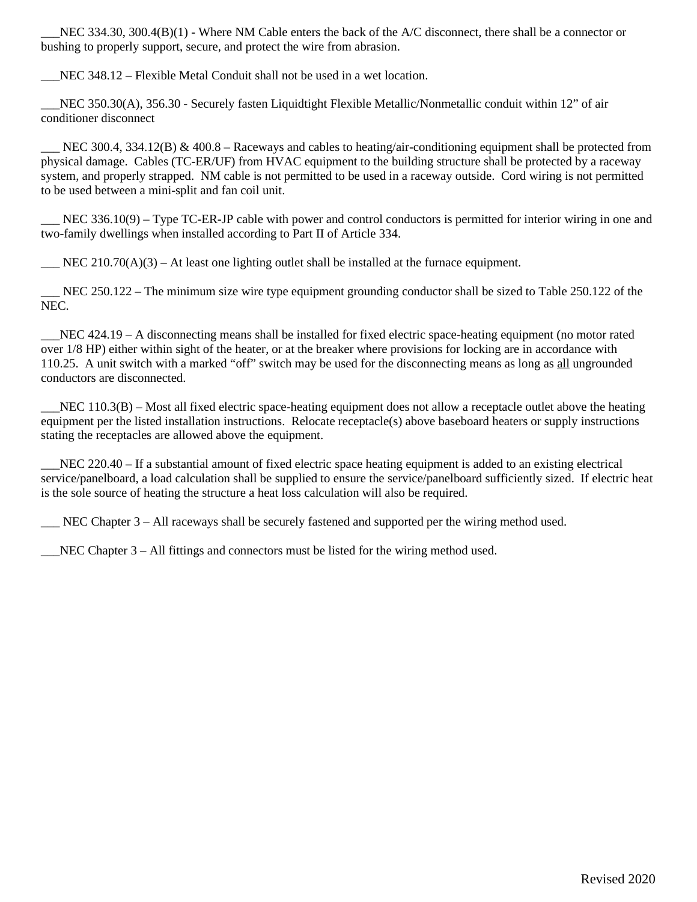___NEC 334.30, 300.4(B)(1) - Where NM Cable enters the back of the A/C disconnect, there shall be a connector or bushing to properly support, secure, and protect the wire from abrasion.

___NEC 348.12 – Flexible Metal Conduit shall not be used in a wet location.

___NEC 350.30(A), 356.30 - Securely fasten Liquidtight Flexible Metallic/Nonmetallic conduit within 12" of air conditioner disconnect

___ NEC 300.4, 334.12(B) & 400.8 – Raceways and cables to heating/air-conditioning equipment shall be protected from physical damage. Cables (TC-ER/UF) from HVAC equipment to the building structure shall be protected by a raceway system, and properly strapped. NM cable is not permitted to be used in a raceway outside. Cord wiring is not permitted to be used between a mini-split and fan coil unit.

___ NEC 336.10(9) – Type TC-ER-JP cable with power and control conductors is permitted for interior wiring in one and two-family dwellings when installed according to Part II of Article 334.

___ NEC 210.70(A)(3) – At least one lighting outlet shall be installed at the furnace equipment.

___ NEC 250.122 – The minimum size wire type equipment grounding conductor shall be sized to Table 250.122 of the NEC.

___NEC 424.19 – A disconnecting means shall be installed for fixed electric space-heating equipment (no motor rated over 1/8 HP) either within sight of the heater, or at the breaker where provisions for locking are in accordance with 110.25. A unit switch with a marked "off" switch may be used for the disconnecting means as long as <u>all</u> ungrounded conductors are disconnected.

___NEC 110.3(B) – Most all fixed electric space-heating equipment does not allow a receptacle outlet above the heating equipment per the listed installation instructions. Relocate receptacle(s) above baseboard heaters or supply instructions stating the receptacles are allowed above the equipment.

___NEC 220.40 – If a substantial amount of fixed electric space heating equipment is added to an existing electrical service/panelboard, a load calculation shall be supplied to ensure the service/panelboard sufficiently sized. If electric heat is the sole source of heating the structure a heat loss calculation will also be required.

___ NEC Chapter 3 – All raceways shall be securely fastened and supported per the wiring method used.

___NEC Chapter 3 – All fittings and connectors must be listed for the wiring method used.

Revised 2020